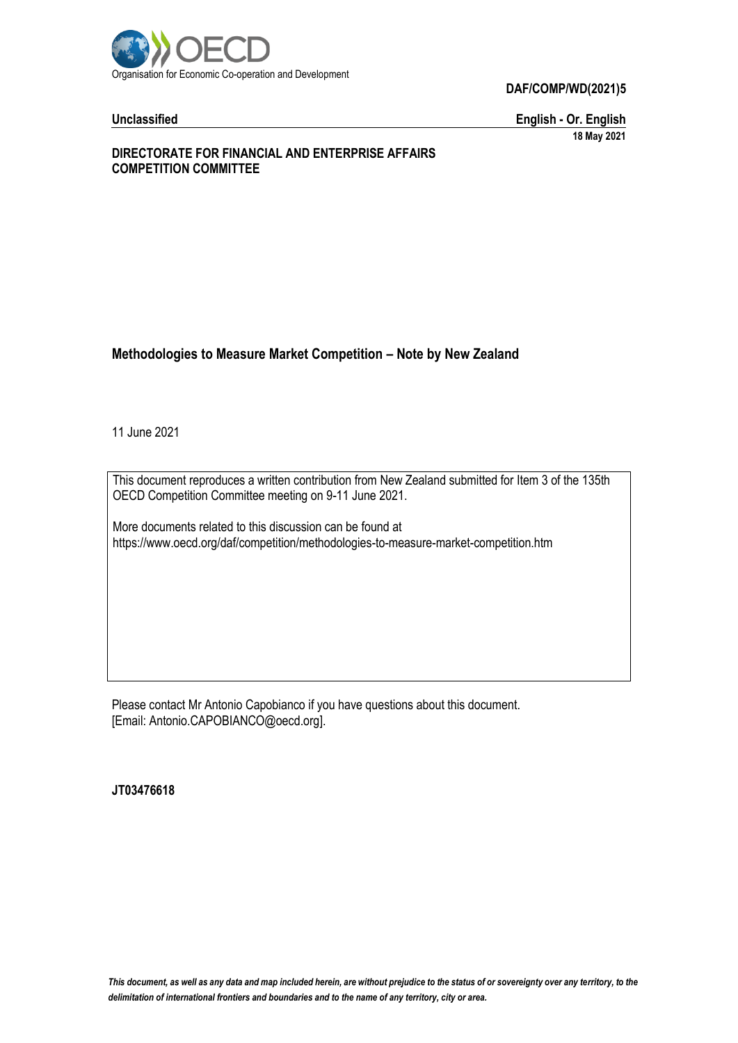Organisation for Economic Co-operation and Development

**DAF/COMP/WD(2021)5**

**Unclassified** **English - Or. English**

**18 May 2021**

**DIRECTORATE FOR FINANCIAL AND ENTERPRISE AFFAIRS**
**COMPETITION COMMITTEE**

# Methodologies to Measure Market Competition – Note by New Zealand

11 June 2021

This document reproduces a written contribution from New Zealand submitted for Item 3 of the 135th OECD Competition Committee meeting on 9-11 June 2021.

More documents related to this discussion can be found at https://www.oecd.org/daf/competition/methodologies-to-measure-market-competition.htm

Please contact Mr Antonio Capobianco if you have questions about this document. [Email: Antonio.CAPOBIANCO@oecd.org].

**JT03476618**

*This document, as well as any data and map included herein, are without prejudice to the status of or sovereignty over any territory, to the delimitation of international frontiers and boundaries and to the name of any territory, city or area.*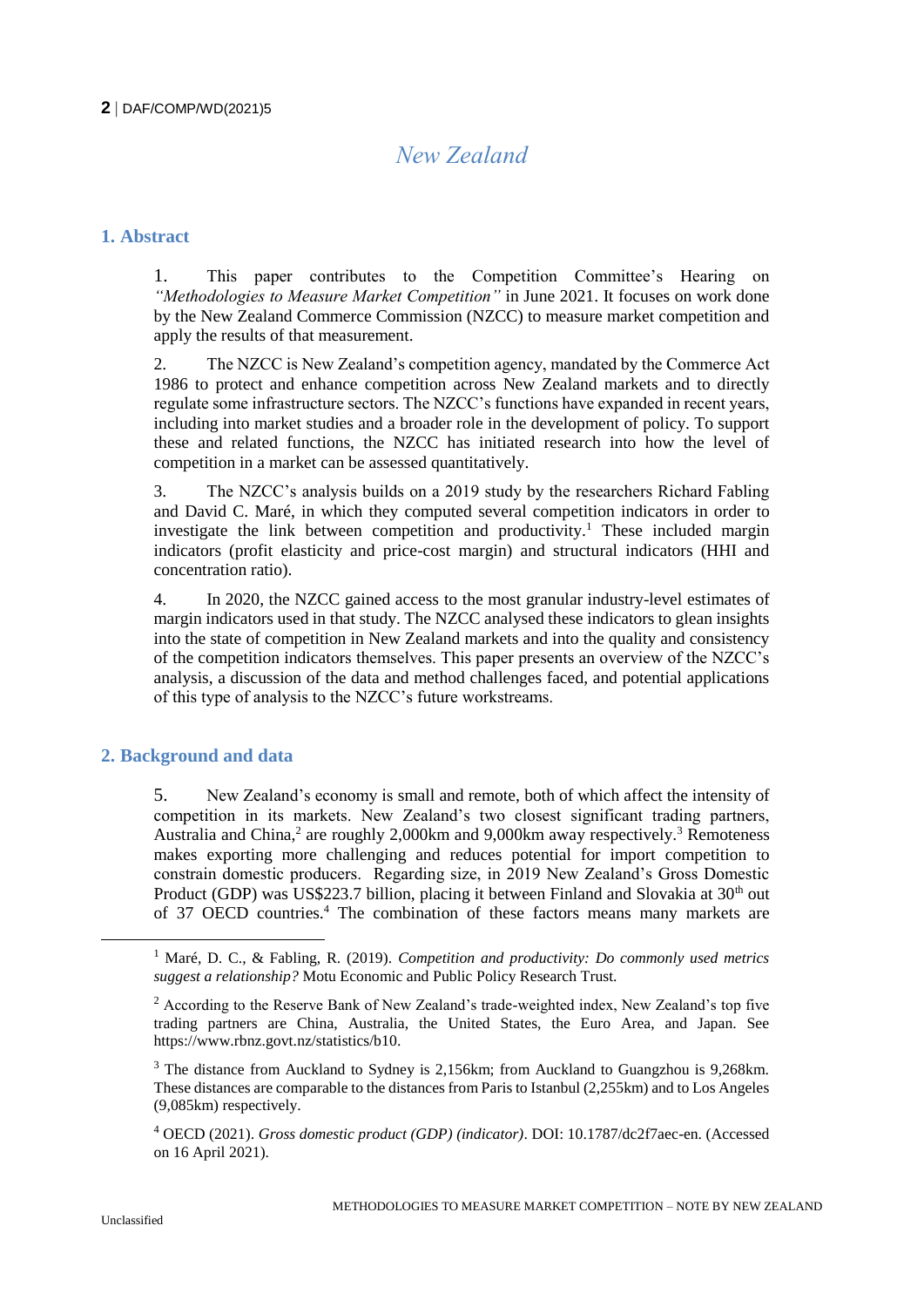# New Zealand

## 1. Abstract

1. This paper contributes to the Competition Committee's Hearing on *"Methodologies to Measure Market Competition"* in June 2021. It focuses on work done by the New Zealand Commerce Commission (NZCC) to measure market competition and apply the results of that measurement.

2. The NZCC is New Zealand's competition agency, mandated by the Commerce Act 1986 to protect and enhance competition across New Zealand markets and to directly regulate some infrastructure sectors. The NZCC's functions have expanded in recent years, including into market studies and a broader role in the development of policy. To support these and related functions, the NZCC has initiated research into how the level of competition in a market can be assessed quantitatively.

3. The NZCC's analysis builds on a 2019 study by the researchers Richard Fabling and David C. Maré, in which they computed several competition indicators in order to investigate the link between competition and productivity.[1] These included margin indicators (profit elasticity and price-cost margin) and structural indicators (HHI and concentration ratio).

4. In 2020, the NZCC gained access to the most granular industry-level estimates of margin indicators used in that study. The NZCC analysed these indicators to glean insights into the state of competition in New Zealand markets and into the quality and consistency of the competition indicators themselves. This paper presents an overview of the NZCC's analysis, a discussion of the data and method challenges faced, and potential applications of this type of analysis to the NZCC's future workstreams.

## 2. Background and data

5. New Zealand's economy is small and remote, both of which affect the intensity of competition in its markets. New Zealand's two closest significant trading partners, Australia and China,[2] are roughly 2,000km and 9,000km away respectively.[3] Remoteness makes exporting more challenging and reduces potential for import competition to constrain domestic producers. Regarding size, in 2019 New Zealand's Gross Domestic Product (GDP) was US$223.7 billion, placing it between Finland and Slovakia at 30th out of 37 OECD countries.[4] The combination of these factors means many markets are

---

[1] Maré, D. C., & Fabling, R. (2019). *Competition and productivity: Do commonly used metrics suggest a relationship?* Motu Economic and Public Policy Research Trust.

[2] According to the Reserve Bank of New Zealand's trade-weighted index, New Zealand's top five trading partners are China, Australia, the United States, the Euro Area, and Japan. See https://www.rbnz.govt.nz/statistics/b10.

[3] The distance from Auckland to Sydney is 2,156km; from Auckland to Guangzhou is 9,268km. These distances are comparable to the distances from Paris to Istanbul (2,255km) and to Los Angeles (9,085km) respectively.

[4] OECD (2021). *Gross domestic product (GDP) (indicator)*. DOI: 10.1787/dc2f7aec-en. (Accessed on 16 April 2021).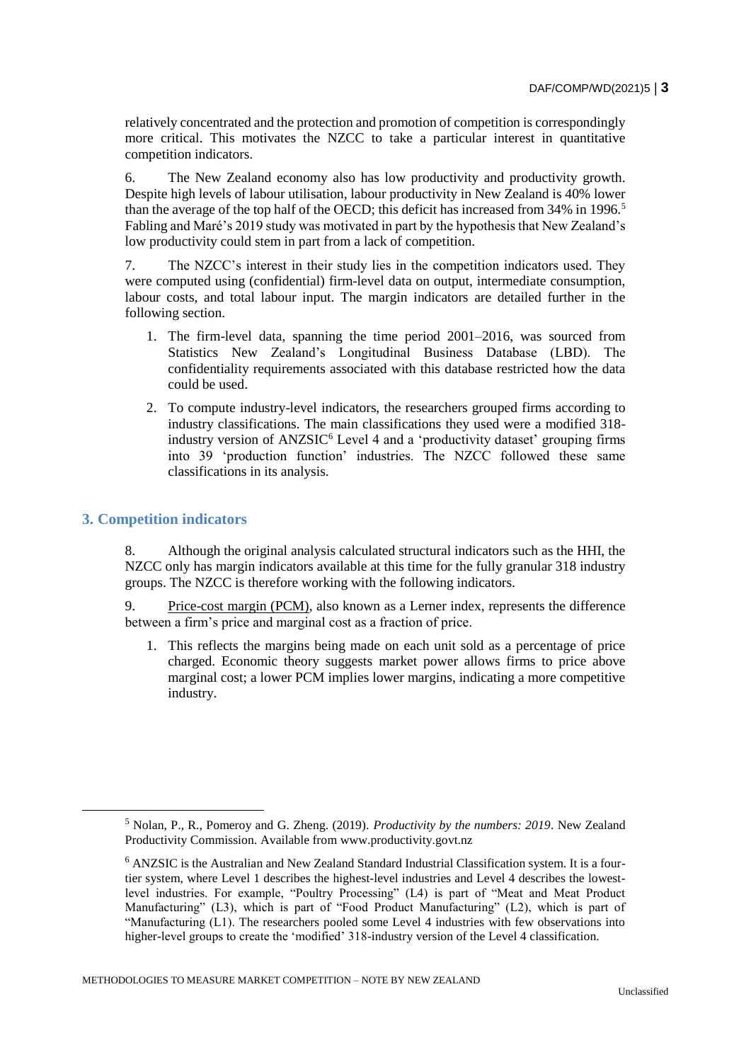relatively concentrated and the protection and promotion of competition is correspondingly more critical. This motivates the NZCC to take a particular interest in quantitative competition indicators.

6. The New Zealand economy also has low productivity and productivity growth. Despite high levels of labour utilisation, labour productivity in New Zealand is 40% lower than the average of the top half of the OECD; this deficit has increased from 34% in 1996.[5] Fabling and Maré's 2019 study was motivated in part by the hypothesis that New Zealand's low productivity could stem in part from a lack of competition.

7. The NZCC's interest in their study lies in the competition indicators used. They were computed using (confidential) firm-level data on output, intermediate consumption, labour costs, and total labour input. The margin indicators are detailed further in the following section.

1. The firm-level data, spanning the time period 2001–2016, was sourced from Statistics New Zealand's Longitudinal Business Database (LBD). The confidentiality requirements associated with this database restricted how the data could be used.
2. To compute industry-level indicators, the researchers grouped firms according to industry classifications. The main classifications they used were a modified 318-industry version of ANZSIC[6] Level 4 and a 'productivity dataset' grouping firms into 39 'production function' industries. The NZCC followed these same classifications in its analysis.

## 3. Competition indicators

8. Although the original analysis calculated structural indicators such as the HHI, the NZCC only has margin indicators available at this time for the fully granular 318 industry groups. The NZCC is therefore working with the following indicators.

9. Price-cost margin (PCM), also known as a Lerner index, represents the difference between a firm's price and marginal cost as a fraction of price.

1. This reflects the margins being made on each unit sold as a percentage of price charged. Economic theory suggests market power allows firms to price above marginal cost; a lower PCM implies lower margins, indicating a more competitive industry.

---

[5] Nolan, P., R., Pomeroy and G. Zheng. (2019). *Productivity by the numbers: 2019*. New Zealand Productivity Commission. Available from www.productivity.govt.nz

[6] ANZSIC is the Australian and New Zealand Standard Industrial Classification system. It is a four-tier system, where Level 1 describes the highest-level industries and Level 4 describes the lowest-level industries. For example, "Poultry Processing" (L4) is part of "Meat and Meat Product Manufacturing" (L3), which is part of "Food Product Manufacturing" (L2), which is part of "Manufacturing (L1). The researchers pooled some Level 4 industries with few observations into higher-level groups to create the 'modified' 318-industry version of the Level 4 classification.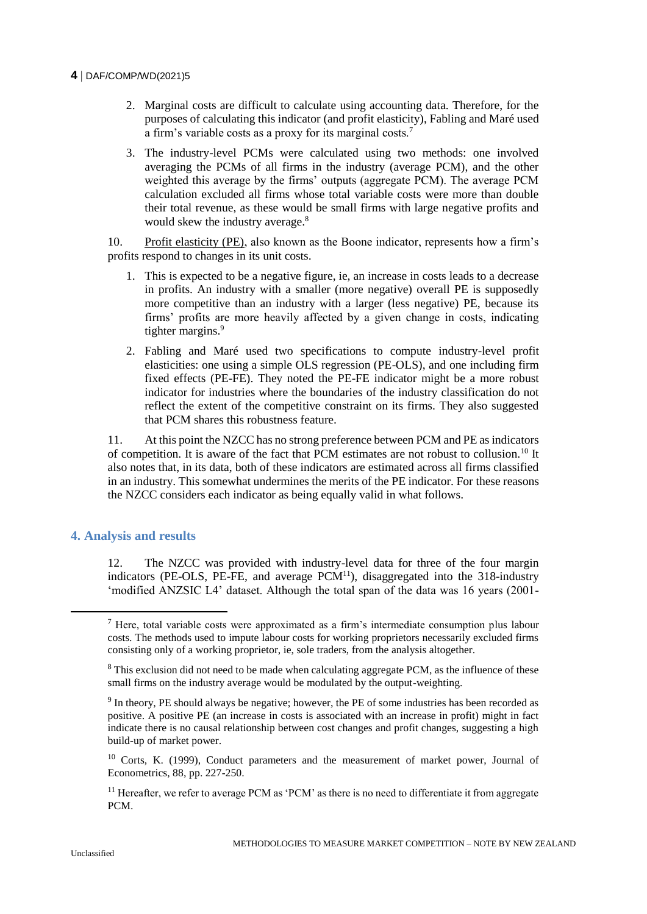2. Marginal costs are difficult to calculate using accounting data. Therefore, for the purposes of calculating this indicator (and profit elasticity), Fabling and Maré used a firm's variable costs as a proxy for its marginal costs.[7]

3. The industry-level PCMs were calculated using two methods: one involved averaging the PCMs of all firms in the industry (average PCM), and the other weighted this average by the firms' outputs (aggregate PCM). The average PCM calculation excluded all firms whose total variable costs were more than double their total revenue, as these would be small firms with large negative profits and would skew the industry average.[8]

10. Profit elasticity (PE), also known as the Boone indicator, represents how a firm's profits respond to changes in its unit costs.

1. This is expected to be a negative figure, ie, an increase in costs leads to a decrease in profits. An industry with a smaller (more negative) overall PE is supposedly more competitive than an industry with a larger (less negative) PE, because its firms' profits are more heavily affected by a given change in costs, indicating tighter margins.[9]

2. Fabling and Maré used two specifications to compute industry-level profit elasticities: one using a simple OLS regression (PE-OLS), and one including firm fixed effects (PE-FE). They noted the PE-FE indicator might be a more robust indicator for industries where the boundaries of the industry classification do not reflect the extent of the competitive constraint on its firms. They also suggested that PCM shares this robustness feature.

11. At this point the NZCC has no strong preference between PCM and PE as indicators of competition. It is aware of the fact that PCM estimates are not robust to collusion.[10] It also notes that, in its data, both of these indicators are estimated across all firms classified in an industry. This somewhat undermines the merits of the PE indicator. For these reasons the NZCC considers each indicator as being equally valid in what follows.

## 4. Analysis and results

12. The NZCC was provided with industry-level data for three of the four margin indicators (PE-OLS, PE-FE, and average PCM[11]), disaggregated into the 318-industry 'modified ANZSIC L4' dataset. Although the total span of the data was 16 years (2001-

[7] Here, total variable costs were approximated as a firm's intermediate consumption plus labour costs. The methods used to impute labour costs for working proprietors necessarily excluded firms consisting only of a working proprietor, ie, sole traders, from the analysis altogether.

[8] This exclusion did not need to be made when calculating aggregate PCM, as the influence of these small firms on the industry average would be modulated by the output-weighting.

[9] In theory, PE should always be negative; however, the PE of some industries has been recorded as positive. A positive PE (an increase in costs is associated with an increase in profit) might in fact indicate there is no causal relationship between cost changes and profit changes, suggesting a high build-up of market power.

[10] Corts, K. (1999), Conduct parameters and the measurement of market power, Journal of Econometrics, 88, pp. 227-250.

[11] Hereafter, we refer to average PCM as 'PCM' as there is no need to differentiate it from aggregate PCM.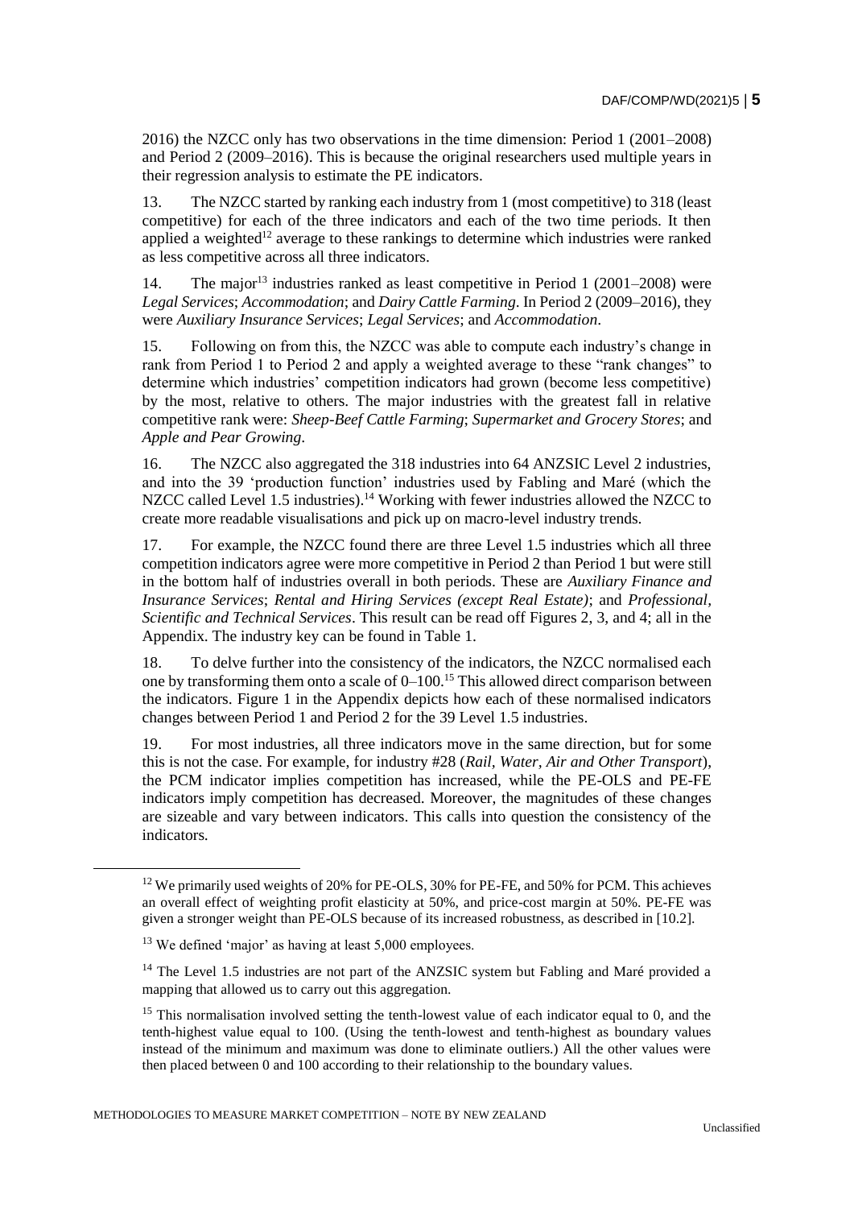2016) the NZCC only has two observations in the time dimension: Period 1 (2001–2008) and Period 2 (2009–2016). This is because the original researchers used multiple years in their regression analysis to estimate the PE indicators.

13. The NZCC started by ranking each industry from 1 (most competitive) to 318 (least competitive) for each of the three indicators and each of the two time periods. It then applied a weighted[12] average to these rankings to determine which industries were ranked as less competitive across all three indicators.

14. The major[13] industries ranked as least competitive in Period 1 (2001–2008) were *Legal Services*; *Accommodation*; and *Dairy Cattle Farming*. In Period 2 (2009–2016), they were *Auxiliary Insurance Services*; *Legal Services*; and *Accommodation*.

15. Following on from this, the NZCC was able to compute each industry's change in rank from Period 1 to Period 2 and apply a weighted average to these "rank changes" to determine which industries' competition indicators had grown (become less competitive) by the most, relative to others. The major industries with the greatest fall in relative competitive rank were: *Sheep-Beef Cattle Farming*; *Supermarket and Grocery Stores*; and *Apple and Pear Growing*.

16. The NZCC also aggregated the 318 industries into 64 ANZSIC Level 2 industries, and into the 39 'production function' industries used by Fabling and Maré (which the NZCC called Level 1.5 industries).[14] Working with fewer industries allowed the NZCC to create more readable visualisations and pick up on macro-level industry trends.

17. For example, the NZCC found there are three Level 1.5 industries which all three competition indicators agree were more competitive in Period 2 than Period 1 but were still in the bottom half of industries overall in both periods. These are *Auxiliary Finance and Insurance Services*; *Rental and Hiring Services (except Real Estate)*; and *Professional, Scientific and Technical Services*. This result can be read off Figures 2, 3, and 4; all in the Appendix. The industry key can be found in Table 1.

18. To delve further into the consistency of the indicators, the NZCC normalised each one by transforming them onto a scale of 0–100.[15] This allowed direct comparison between the indicators. Figure 1 in the Appendix depicts how each of these normalised indicators changes between Period 1 and Period 2 for the 39 Level 1.5 industries.

19. For most industries, all three indicators move in the same direction, but for some this is not the case. For example, for industry #28 (*Rail, Water, Air and Other Transport*), the PCM indicator implies competition has increased, while the PE-OLS and PE-FE indicators imply competition has decreased. Moreover, the magnitudes of these changes are sizeable and vary between indicators. This calls into question the consistency of the indicators.

---

[12] We primarily used weights of 20% for PE-OLS, 30% for PE-FE, and 50% for PCM. This achieves an overall effect of weighting profit elasticity at 50%, and price-cost margin at 50%. PE-FE was given a stronger weight than PE-OLS because of its increased robustness, as described in [10.2].

[13] We defined 'major' as having at least 5,000 employees.

[14] The Level 1.5 industries are not part of the ANZSIC system but Fabling and Maré provided a mapping that allowed us to carry out this aggregation.

[15] This normalisation involved setting the tenth-lowest value of each indicator equal to 0, and the tenth-highest value equal to 100. (Using the tenth-lowest and tenth-highest as boundary values instead of the minimum and maximum was done to eliminate outliers.) All the other values were then placed between 0 and 100 according to their relationship to the boundary values.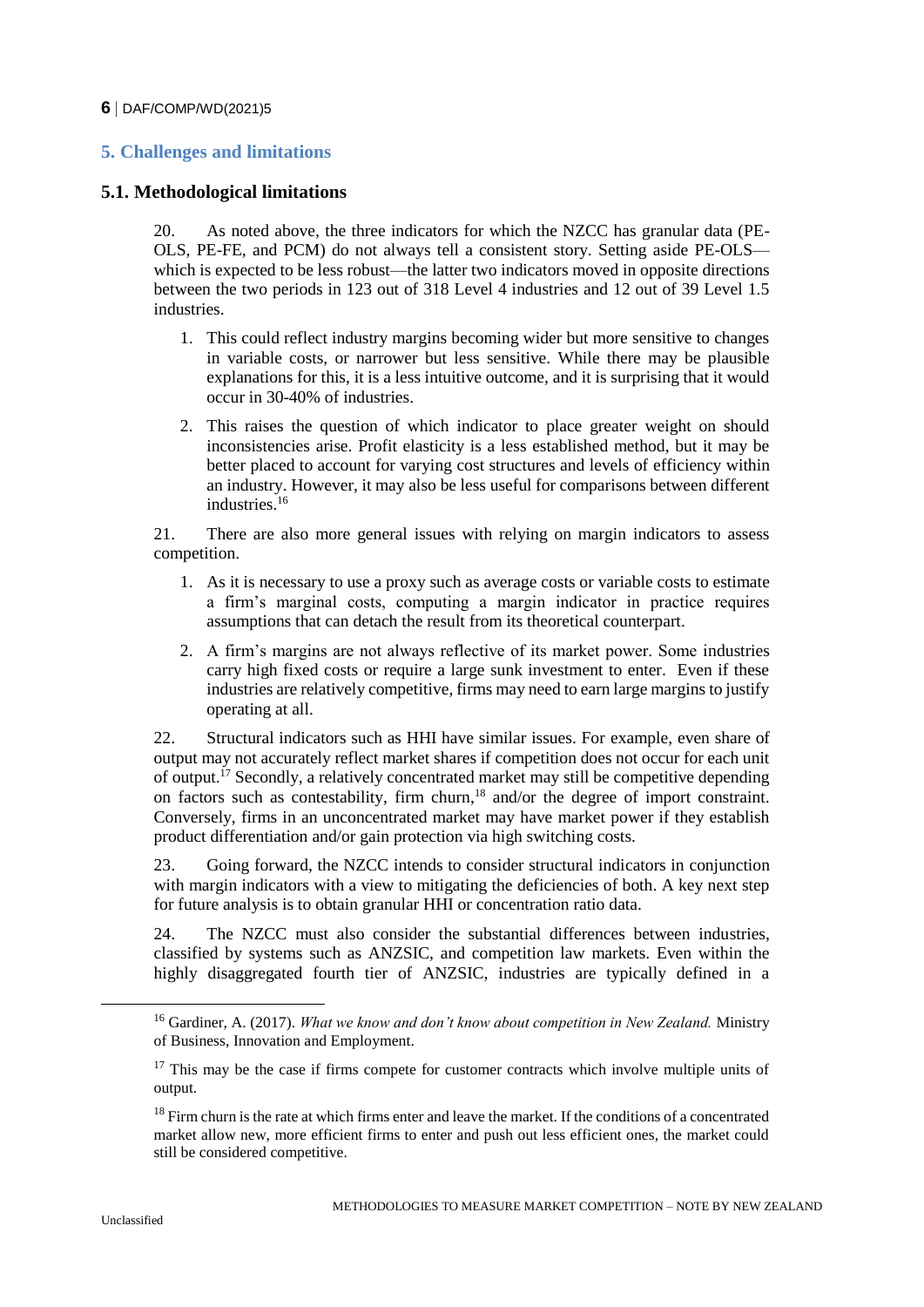## 5. Challenges and limitations

### 5.1. Methodological limitations

20. As noted above, the three indicators for which the NZCC has granular data (PE-OLS, PE-FE, and PCM) do not always tell a consistent story. Setting aside PE-OLS—which is expected to be less robust—the latter two indicators moved in opposite directions between the two periods in 123 out of 318 Level 4 industries and 12 out of 39 Level 1.5 industries.

1. This could reflect industry margins becoming wider but more sensitive to changes in variable costs, or narrower but less sensitive. While there may be plausible explanations for this, it is a less intuitive outcome, and it is surprising that it would occur in 30-40% of industries.
2. This raises the question of which indicator to place greater weight on should inconsistencies arise. Profit elasticity is a less established method, but it may be better placed to account for varying cost structures and levels of efficiency within an industry. However, it may also be less useful for comparisons between different industries.[16]

21. There are also more general issues with relying on margin indicators to assess competition.

1. As it is necessary to use a proxy such as average costs or variable costs to estimate a firm's marginal costs, computing a margin indicator in practice requires assumptions that can detach the result from its theoretical counterpart.
2. A firm's margins are not always reflective of its market power. Some industries carry high fixed costs or require a large sunk investment to enter. Even if these industries are relatively competitive, firms may need to earn large margins to justify operating at all.

22. Structural indicators such as HHI have similar issues. For example, even share of output may not accurately reflect market shares if competition does not occur for each unit of output.[17] Secondly, a relatively concentrated market may still be competitive depending on factors such as contestability, firm churn,[18] and/or the degree of import constraint. Conversely, firms in an unconcentrated market may have market power if they establish product differentiation and/or gain protection via high switching costs.

23. Going forward, the NZCC intends to consider structural indicators in conjunction with margin indicators with a view to mitigating the deficiencies of both. A key next step for future analysis is to obtain granular HHI or concentration ratio data.

24. The NZCC must also consider the substantial differences between industries, classified by systems such as ANZSIC, and competition law markets. Even within the highly disaggregated fourth tier of ANZSIC, industries are typically defined in a

---

[16] Gardiner, A. (2017). *What we know and don't know about competition in New Zealand.* Ministry of Business, Innovation and Employment.

[17] This may be the case if firms compete for customer contracts which involve multiple units of output.

[18] Firm churn is the rate at which firms enter and leave the market. If the conditions of a concentrated market allow new, more efficient firms to enter and push out less efficient ones, the market could still be considered competitive.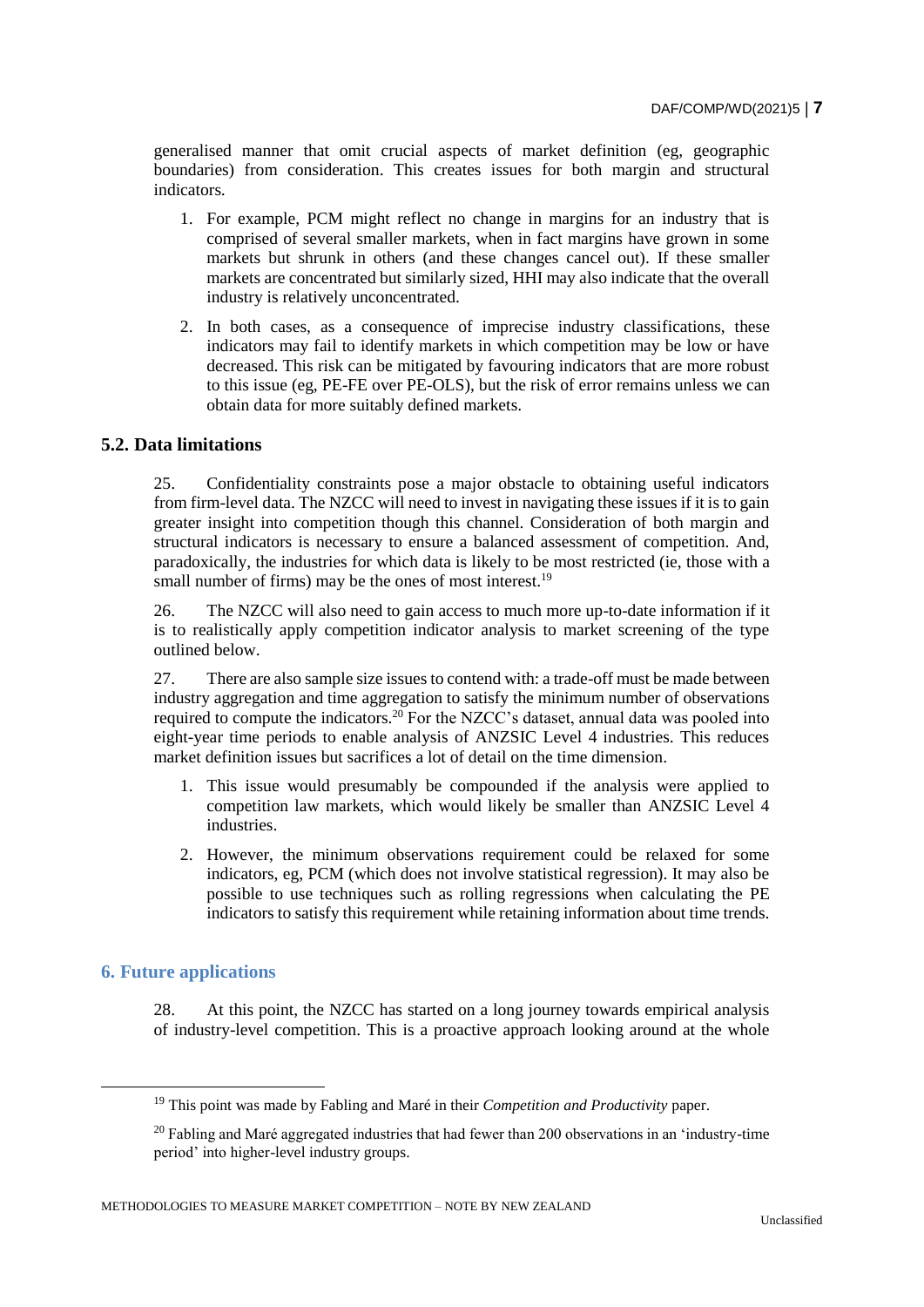generalised manner that omit crucial aspects of market definition (eg, geographic boundaries) from consideration. This creates issues for both margin and structural indicators.

1. For example, PCM might reflect no change in margins for an industry that is comprised of several smaller markets, when in fact margins have grown in some markets but shrunk in others (and these changes cancel out). If these smaller markets are concentrated but similarly sized, HHI may also indicate that the overall industry is relatively unconcentrated.
2. In both cases, as a consequence of imprecise industry classifications, these indicators may fail to identify markets in which competition may be low or have decreased. This risk can be mitigated by favouring indicators that are more robust to this issue (eg, PE-FE over PE-OLS), but the risk of error remains unless we can obtain data for more suitably defined markets.

### 5.2. Data limitations

25. Confidentiality constraints pose a major obstacle to obtaining useful indicators from firm-level data. The NZCC will need to invest in navigating these issues if it is to gain greater insight into competition though this channel. Consideration of both margin and structural indicators is necessary to ensure a balanced assessment of competition. And, paradoxically, the industries for which data is likely to be most restricted (ie, those with a small number of firms) may be the ones of most interest.[19]

26. The NZCC will also need to gain access to much more up-to-date information if it is to realistically apply competition indicator analysis to market screening of the type outlined below.

27. There are also sample size issues to contend with: a trade-off must be made between industry aggregation and time aggregation to satisfy the minimum number of observations required to compute the indicators.[20] For the NZCC's dataset, annual data was pooled into eight-year time periods to enable analysis of ANZSIC Level 4 industries. This reduces market definition issues but sacrifices a lot of detail on the time dimension.

1. This issue would presumably be compounded if the analysis were applied to competition law markets, which would likely be smaller than ANZSIC Level 4 industries.
2. However, the minimum observations requirement could be relaxed for some indicators, eg, PCM (which does not involve statistical regression). It may also be possible to use techniques such as rolling regressions when calculating the PE indicators to satisfy this requirement while retaining information about time trends.

## 6. Future applications

28. At this point, the NZCC has started on a long journey towards empirical analysis of industry-level competition. This is a proactive approach looking around at the whole

[19] This point was made by Fabling and Maré in their *Competition and Productivity* paper.

[20] Fabling and Maré aggregated industries that had fewer than 200 observations in an 'industry-time period' into higher-level industry groups.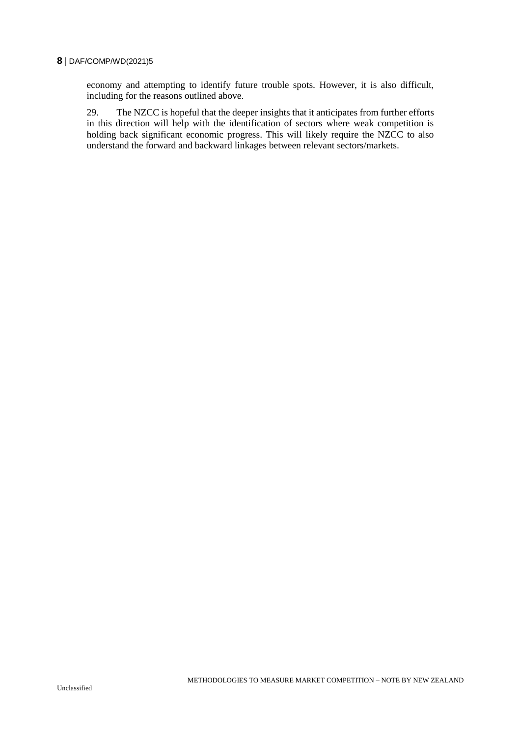economy and attempting to identify future trouble spots. However, it is also difficult, including for the reasons outlined above.

29. The NZCC is hopeful that the deeper insights that it anticipates from further efforts in this direction will help with the identification of sectors where weak competition is holding back significant economic progress. This will likely require the NZCC to also understand the forward and backward linkages between relevant sectors/markets.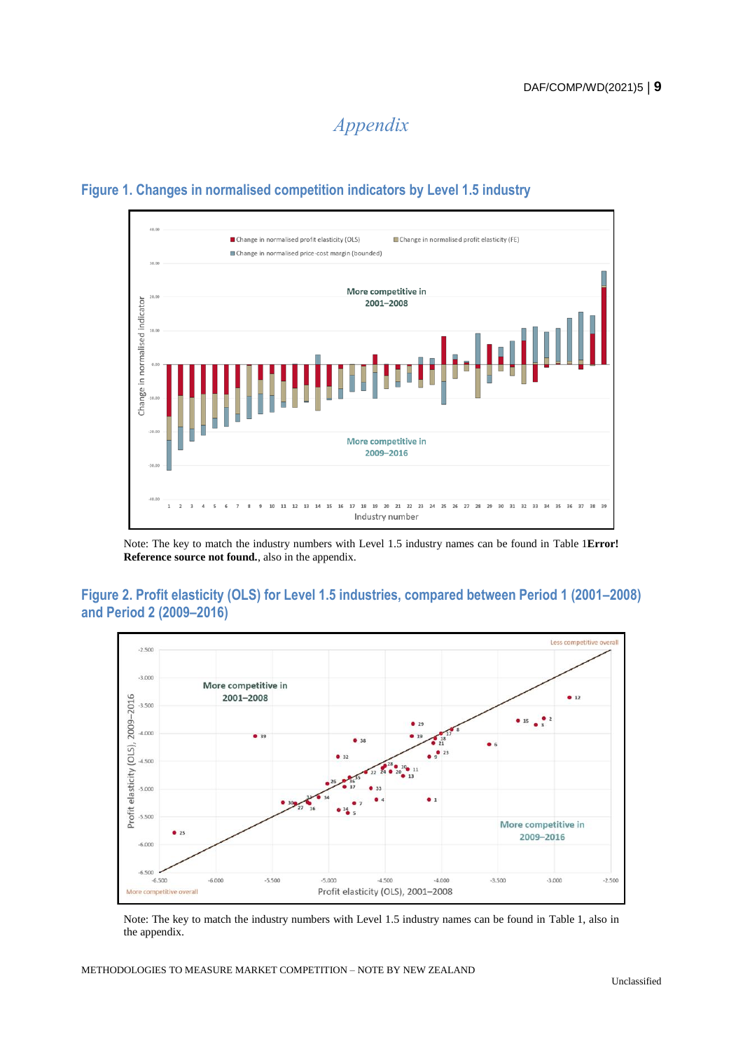# *Appendix*

## Figure 1. Changes in normalised competition indicators by Level 1.5 industry

Note: The key to match the industry numbers with Level 1.5 industry names can be found in Table 1**Error! Reference source not found.**, also in the appendix.

## Figure 2. Profit elasticity (OLS) for Level 1.5 industries, compared between Period 1 (2001–2008) and Period 2 (2009–2016)

Note: The key to match the industry numbers with Level 1.5 industry names can be found in Table 1, also in the appendix.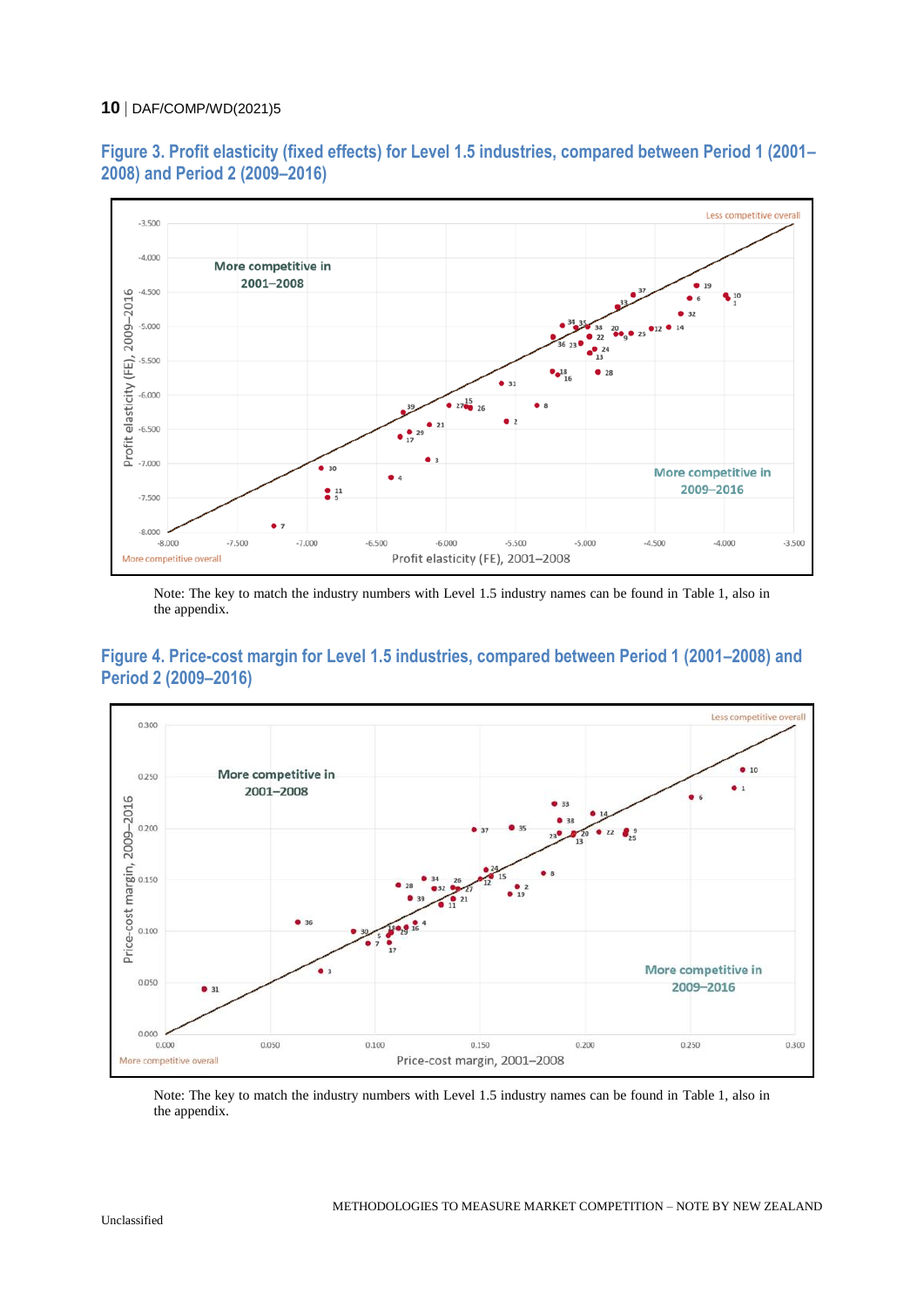## Figure 3. Profit elasticity (fixed effects) for Level 1.5 industries, compared between Period 1 (2001–2008) and Period 2 (2009–2016)

Note: The key to match the industry numbers with Level 1.5 industry names can be found in Table 1, also in the appendix.

## Figure 4. Price-cost margin for Level 1.5 industries, compared between Period 1 (2001–2008) and Period 2 (2009–2016)

Note: The key to match the industry numbers with Level 1.5 industry names can be found in Table 1, also in the appendix.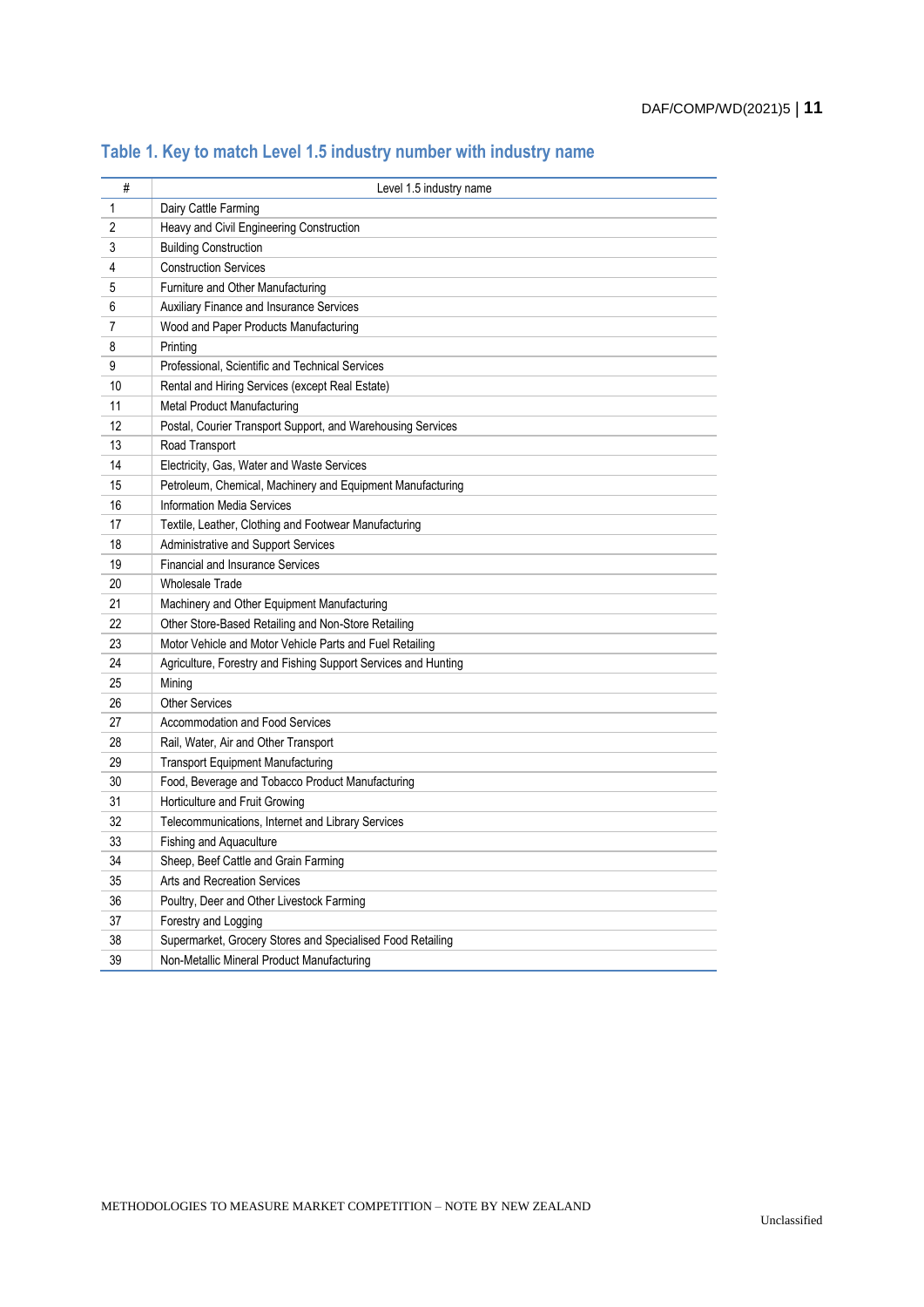## Table 1. Key to match Level 1.5 industry number with industry name

| # | Level 1.5 industry name |
|---|---|
| 1 | Dairy Cattle Farming |
| 2 | Heavy and Civil Engineering Construction |
| 3 | Building Construction |
| 4 | Construction Services |
| 5 | Furniture and Other Manufacturing |
| 6 | Auxiliary Finance and Insurance Services |
| 7 | Wood and Paper Products Manufacturing |
| 8 | Printing |
| 9 | Professional, Scientific and Technical Services |
| 10 | Rental and Hiring Services (except Real Estate) |
| 11 | Metal Product Manufacturing |
| 12 | Postal, Courier Transport Support, and Warehousing Services |
| 13 | Road Transport |
| 14 | Electricity, Gas, Water and Waste Services |
| 15 | Petroleum, Chemical, Machinery and Equipment Manufacturing |
| 16 | Information Media Services |
| 17 | Textile, Leather, Clothing and Footwear Manufacturing |
| 18 | Administrative and Support Services |
| 19 | Financial and Insurance Services |
| 20 | Wholesale Trade |
| 21 | Machinery and Other Equipment Manufacturing |
| 22 | Other Store-Based Retailing and Non-Store Retailing |
| 23 | Motor Vehicle and Motor Vehicle Parts and Fuel Retailing |
| 24 | Agriculture, Forestry and Fishing Support Services and Hunting |
| 25 | Mining |
| 26 | Other Services |
| 27 | Accommodation and Food Services |
| 28 | Rail, Water, Air and Other Transport |
| 29 | Transport Equipment Manufacturing |
| 30 | Food, Beverage and Tobacco Product Manufacturing |
| 31 | Horticulture and Fruit Growing |
| 32 | Telecommunications, Internet and Library Services |
| 33 | Fishing and Aquaculture |
| 34 | Sheep, Beef Cattle and Grain Farming |
| 35 | Arts and Recreation Services |
| 36 | Poultry, Deer and Other Livestock Farming |
| 37 | Forestry and Logging |
| 38 | Supermarket, Grocery Stores and Specialised Food Retailing |
| 39 | Non-Metallic Mineral Product Manufacturing |